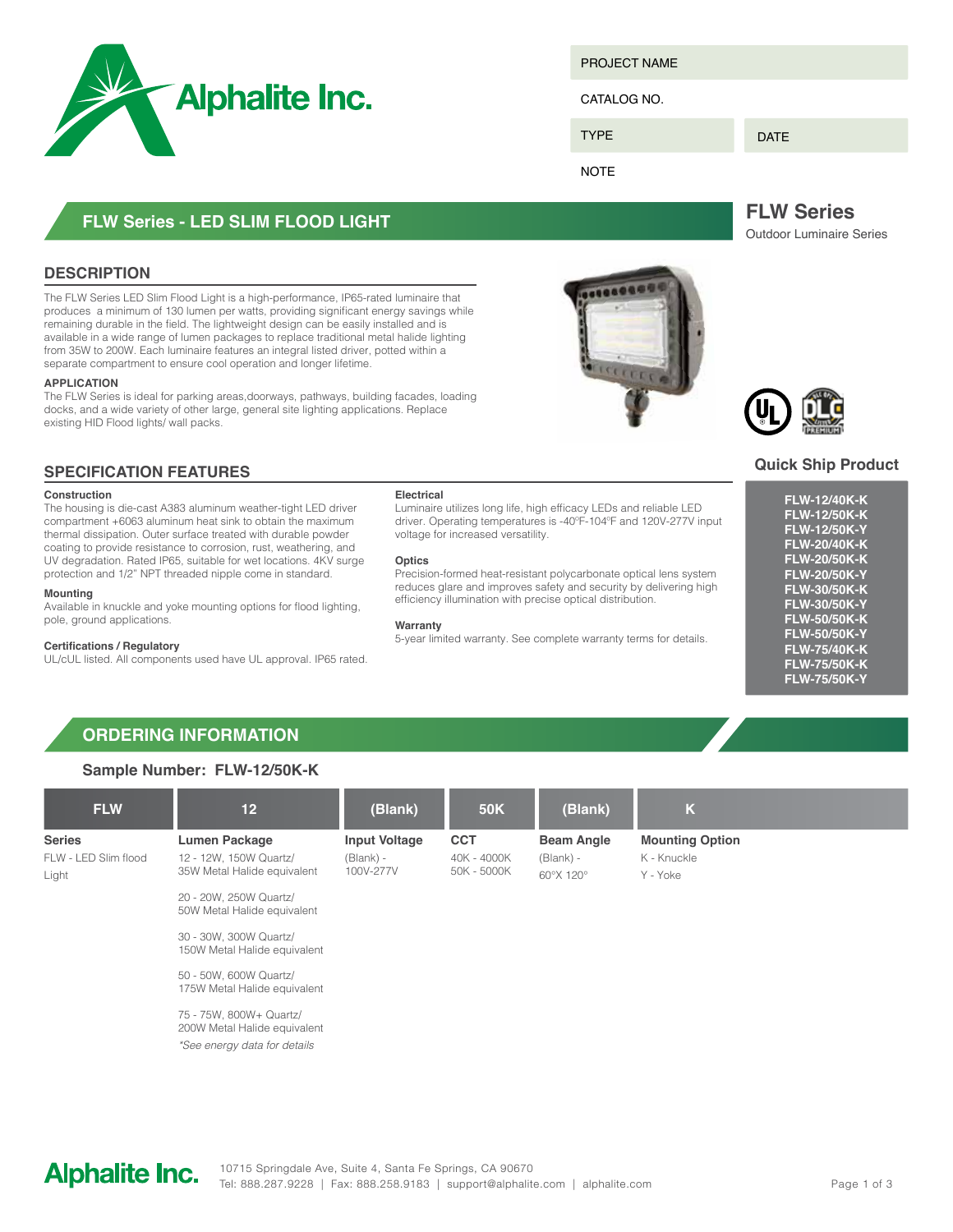Alphalite Inc.

| PROJECT NAME | |
|---|---|
| CATALOG NO. | |
| TYPE | DATE |
| NOTE | |

## FLW Series - LED SLIM FLOOD LIGHT

**FLW Series**

Outdoor Luminaire Series

### DESCRIPTION

The FLW Series LED Slim Flood Light is a high-performance, IP65-rated luminaire that produces a minimum of 130 lumen per watts, providing significant energy savings while remaining durable in the field. The lightweight design can be easily installed and is available in a wide range of lumen packages to replace traditional metal halide lighting from 35W to 200W. Each luminaire features an integral listed driver, potted within a separate compartment to ensure cool operation and longer lifetime.

**APPLICATION**

The FLW Series is ideal for parking areas,doorways, pathways, building facades, loading docks, and a wide variety of other large, general site lighting applications. Replace existing HID Flood lights/ wall packs.

### SPECIFICATION FEATURES

**Construction**

The housing is die-cast A383 aluminum weather-tight LED driver compartment +6063 aluminum heat sink to obtain the maximum thermal dissipation. Outer surface treated with durable powder coating to provide resistance to corrosion, rust, weathering, and UV degradation. Rated IP65, suitable for wet locations. 4KV surge protection and 1/2" NPT threaded nipple come in standard.

**Mounting**

Available in knuckle and yoke mounting options for flood lighting, pole, ground applications.

**Certifications / Regulatory**

UL/cUL listed. All components used have UL approval. IP65 rated.

**Electrical**

Luminaire utilizes long life, high efficacy LEDs and reliable LED driver. Operating temperatures is -40ºF-104ºF and 120V-277V input voltage for increased versatility.

**Optics**

Precision-formed heat-resistant polycarbonate optical lens system reduces glare and improves safety and security by delivering high efficiency illumination with precise optical distribution.

**Warranty**

5-year limited warranty. See complete warranty terms for details.

### Quick Ship Product

- FLW-12/40K-K
- FLW-12/50K-K
- FLW-12/50K-Y
- FLW-20/40K-K
- FLW-20/50K-K
- FLW-20/50K-Y
- FLW-30/50K-K
- FLW-30/50K-Y
- FLW-50/50K-K
- FLW-50/50K-Y
- FLW-75/40K-K
- FLW-75/50K-K
- FLW-75/50K-Y

## ORDERING INFORMATION

**Sample Number: FLW-12/50K-K**

| FLW | 12 | (Blank) | 50K | (Blank) | K |
|---|---|---|---|---|---|
| **Series** | **Lumen Package** | **Input Voltage** | **CCT** | **Beam Angle** | **Mounting Option** |
| FLW - LED Slim flood Light | 12 - 12W, 150W Quartz/ 35W Metal Halide equivalent | (Blank) - 100V-277V | 40K - 4000K | (Blank) - 60°X 120° | K - Knuckle |
| | 20 - 20W, 250W Quartz/ 50W Metal Halide equivalent | | 50K - 5000K | | Y - Yoke |
| | 30 - 30W, 300W Quartz/ 150W Metal Halide equivalent | | | | |
| | 50 - 50W, 600W Quartz/ 175W Metal Halide equivalent | | | | |
| | 75 - 75W, 800W+ Quartz/ 200W Metal Halide equivalent | | | | |
| | *\*See energy data for details* | | | | |

Alphalite Inc. 10715 Springdale Ave, Suite 4, Santa Fe Springs, CA 90670
Tel: 888.287.9228 | Fax: 888.258.9183 | support@alphalite.com | alphalite.com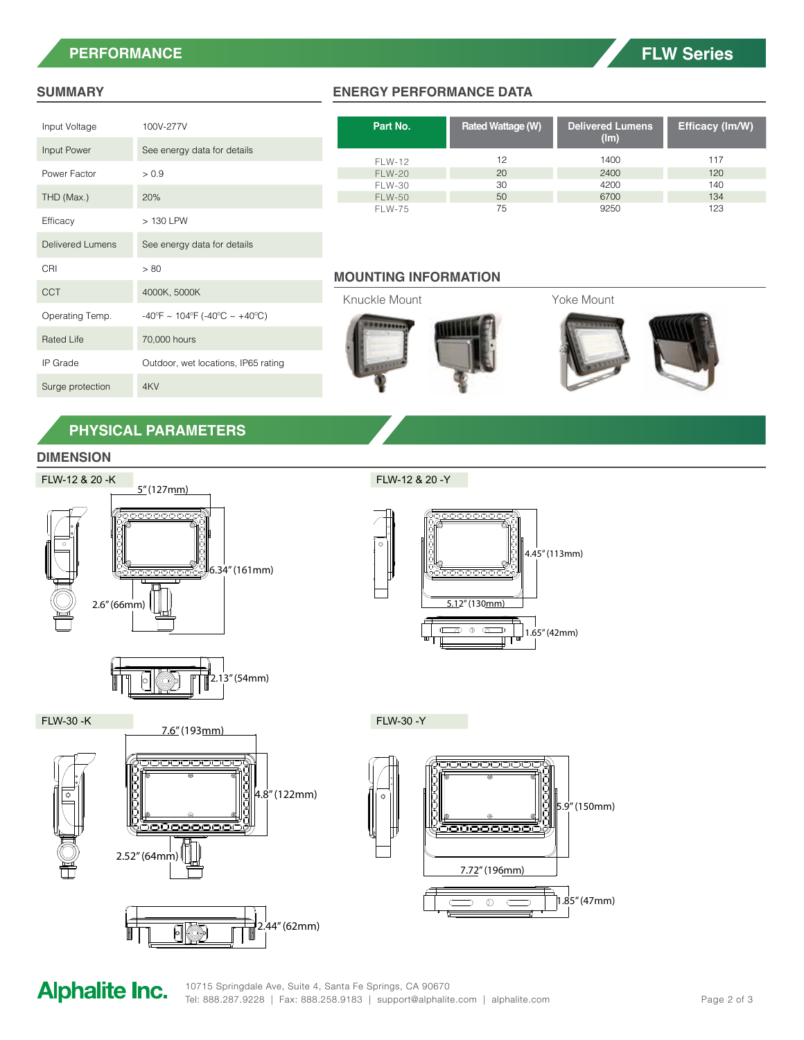## PERFORMANCE

### SUMMARY

| | |
|---|---|
| Input Voltage | 100V-277V |
| Input Power | See energy data for details |
| Power Factor | > 0.9 |
| THD (Max.) | 20% |
| Efficacy | > 130 LPW |
| Delivered Lumens | See energy data for details |
| CRI | > 80 |
| CCT | 4000K, 5000K |
| Operating Temp. | -40℉ ~ 104℉ (-40℃ ~ +40℃) |
| Rated Life | 70,000 hours |
| IP Grade | Outdoor, wet locations, IP65 rating |
| Surge protection | 4KV |

### ENERGY PERFORMANCE DATA

| Part No. | Rated Wattage (W) | Delivered Lumens (lm) | Efficacy (lm/W) |
|---|---|---|---|
| FLW-12 | 12 | 1400 | 117 |
| FLW-20 | 20 | 2400 | 120 |
| FLW-30 | 30 | 4200 | 140 |
| FLW-50 | 50 | 6700 | 134 |
| FLW-75 | 75 | 9250 | 123 |

### MOUNTING INFORMATION

Knuckle Mount

Yoke Mount

## PHYSICAL PARAMETERS

### DIMENSION

**FLW-12 & 20 -K**

5" (127mm)

6.34" (161mm)

2.6" (66mm)

2.13" (54mm)

**FLW-12 & 20 -Y**

4.45" (113mm)

5.12" (130mm)

1.65" (42mm)

**FLW-30 -K**

7.6" (193mm)

4.8" (122mm)

2.52" (64mm)

2.44" (62mm)

**FLW-30 -Y**

5.9" (150mm)

7.72" (196mm)

1.85" (47mm)

**Alphalite Inc.**

10715 Springdale Ave, Suite 4, Santa Fe Springs, CA 90670
Tel: 888.287.9228 | Fax: 888.258.9183 | support@alphalite.com | alphalite.com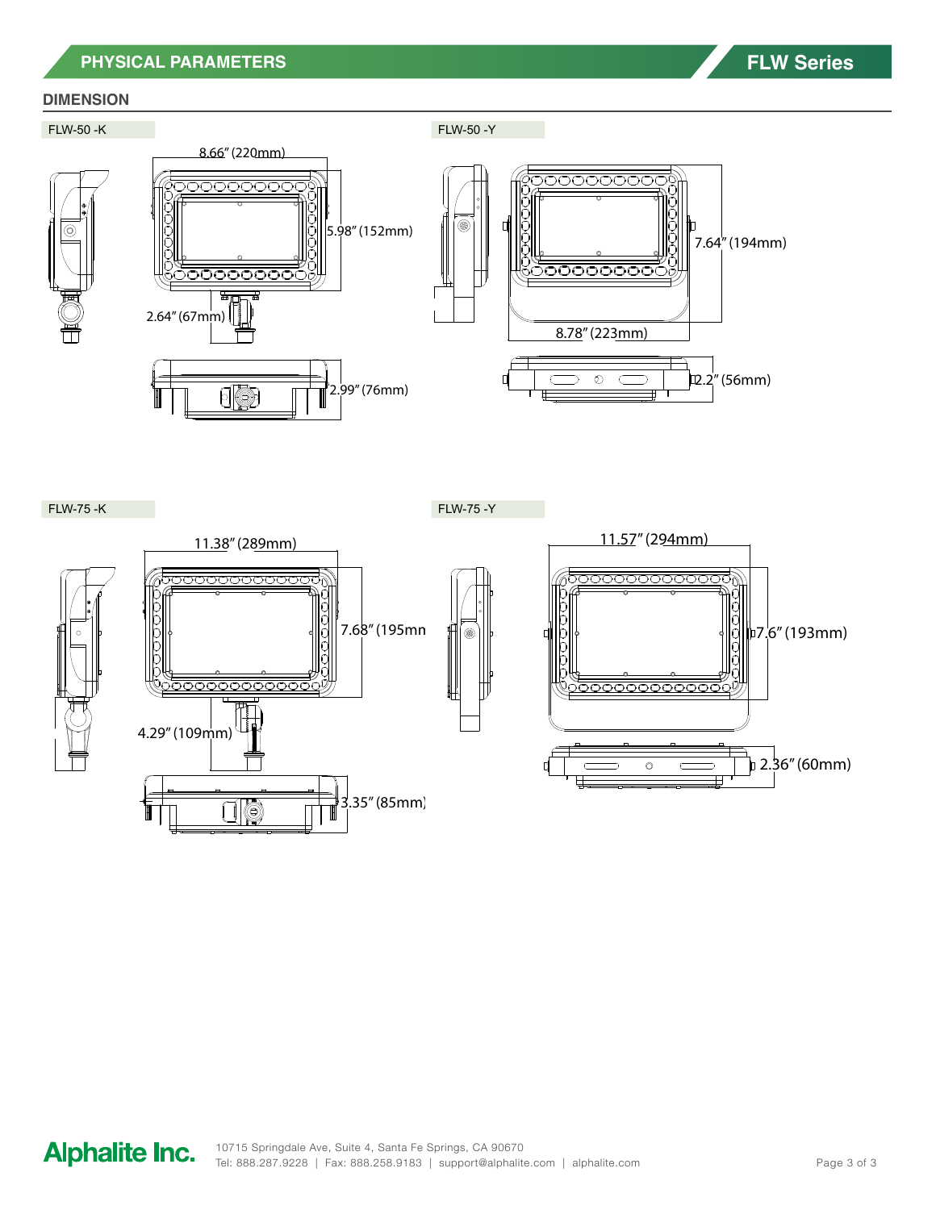## PHYSICAL PARAMETERS

### DIMENSION

FLW-50 -K

8.66" (220mm)

5.98" (152mm)

2.64" (67mm)

2.99" (76mm)

FLW-50 -Y

7.64" (194mm)

8.78" (223mm)

2.2" (56mm)

FLW-75 -K

11.38" (289mm)

7.68" (195mn

4.29" (109mm)

3.35" (85mm)

FLW-75 -Y

11.57" (294mm)

7.6" (193mm)

2.36" (60mm)

**Alphalite Inc.** 10715 Springdale Ave, Suite 4, Santa Fe Springs, CA 90670
Tel: 888.287.9228 | Fax: 888.258.9183 | support@alphalite.com | alphalite.com